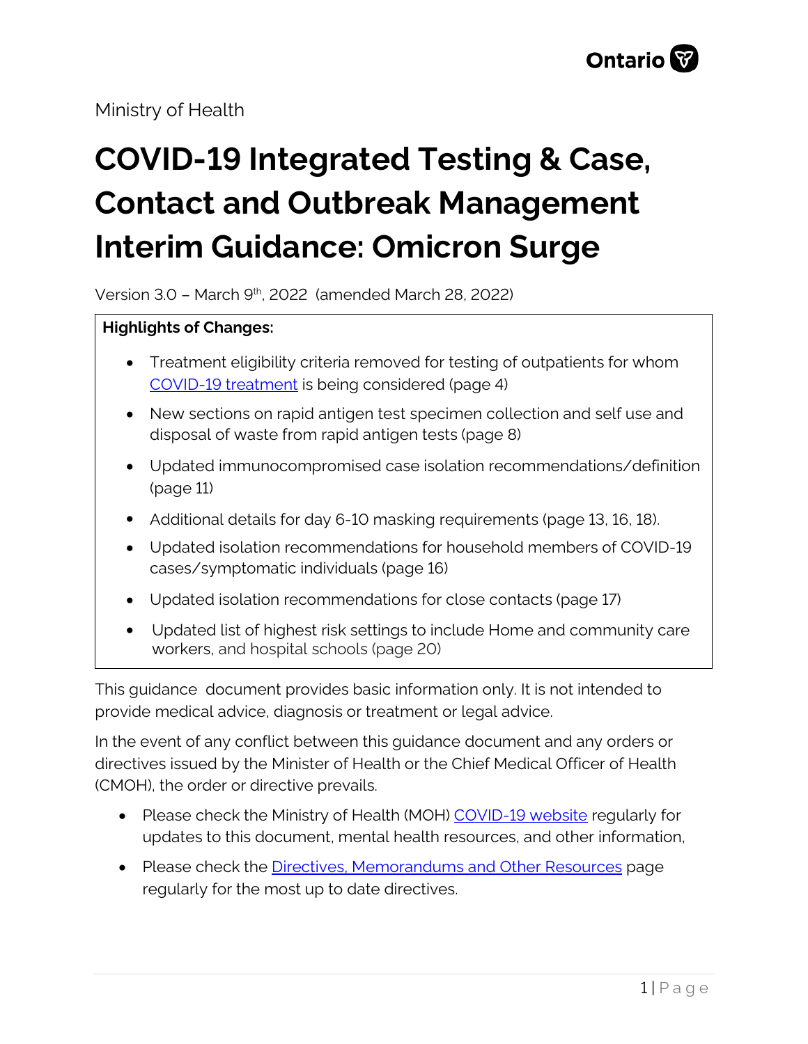Ministry of Health

# COVID-19 Integrated Testing & Case, Contact and Outbreak Management Interim Guidance: Omicron Surge

Version 3.0 – March 9th, 2022 (amended March 28, 2022)

**Highlights of Changes:**

- Treatment eligibility criteria removed for testing of outpatients for whom COVID-19 treatment is being considered (page 4)
- New sections on rapid antigen test specimen collection and self use and disposal of waste from rapid antigen tests (page 8)
- Updated immunocompromised case isolation recommendations/definition (page 11)
- Additional details for day 6-10 masking requirements (page 13, 16, 18).
- Updated isolation recommendations for household members of COVID-19 cases/symptomatic individuals (page 16)
- Updated isolation recommendations for close contacts (page 17)
- Updated list of highest risk settings to include Home and community care workers, and hospital schools (page 20)

This guidance document provides basic information only. It is not intended to provide medical advice, diagnosis or treatment or legal advice.

In the event of any conflict between this guidance document and any orders or directives issued by the Minister of Health or the Chief Medical Officer of Health (CMOH), the order or directive prevails.

- Please check the Ministry of Health (MOH) COVID-19 website regularly for updates to this document, mental health resources, and other information,
- Please check the Directives, Memorandums and Other Resources page regularly for the most up to date directives.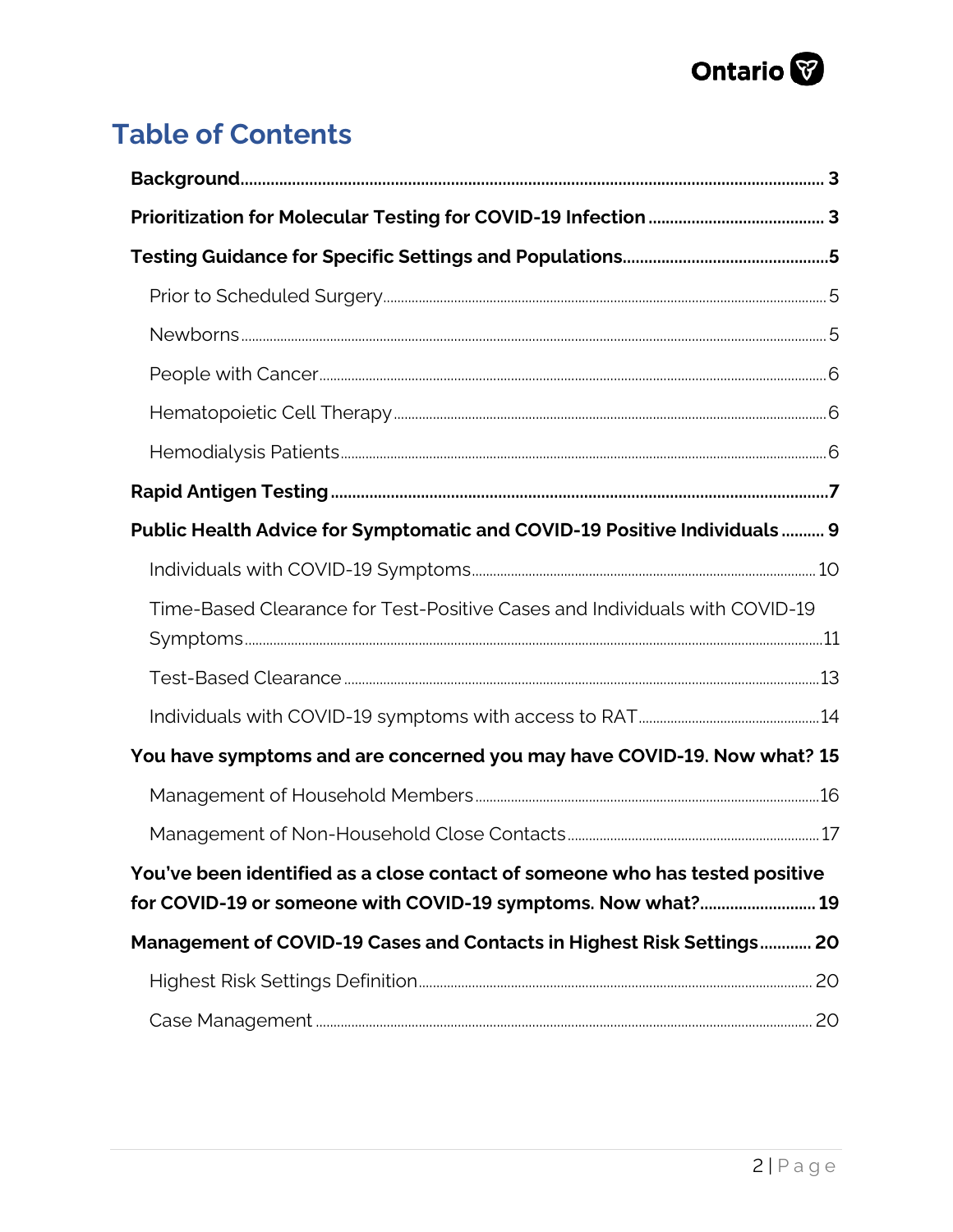# Table of Contents

**Background** ... 3

**Prioritization for Molecular Testing for COVID-19 Infection** ... 3

**Testing Guidance for Specific Settings and Populations** ... 5

- Prior to Scheduled Surgery ... 5
- Newborns ... 5
- People with Cancer ... 6
- Hematopoietic Cell Therapy ... 6
- Hemodialysis Patients ... 6

**Rapid Antigen Testing** ... 7

**Public Health Advice for Symptomatic and COVID-19 Positive Individuals** ... 9

- Individuals with COVID-19 Symptoms ... 10
- Time-Based Clearance for Test-Positive Cases and Individuals with COVID-19 Symptoms ... 11
- Test-Based Clearance ... 13
- Individuals with COVID-19 symptoms with access to RAT ... 14

**You have symptoms and are concerned you may have COVID-19. Now what?** 15

- Management of Household Members ... 16
- Management of Non-Household Close Contacts ... 17

**You've been identified as a close contact of someone who has tested positive for COVID-19 or someone with COVID-19 symptoms. Now what?** ... 19

**Management of COVID-19 Cases and Contacts in Highest Risk Settings** ... 20

- Highest Risk Settings Definition ... 20
- Case Management ... 20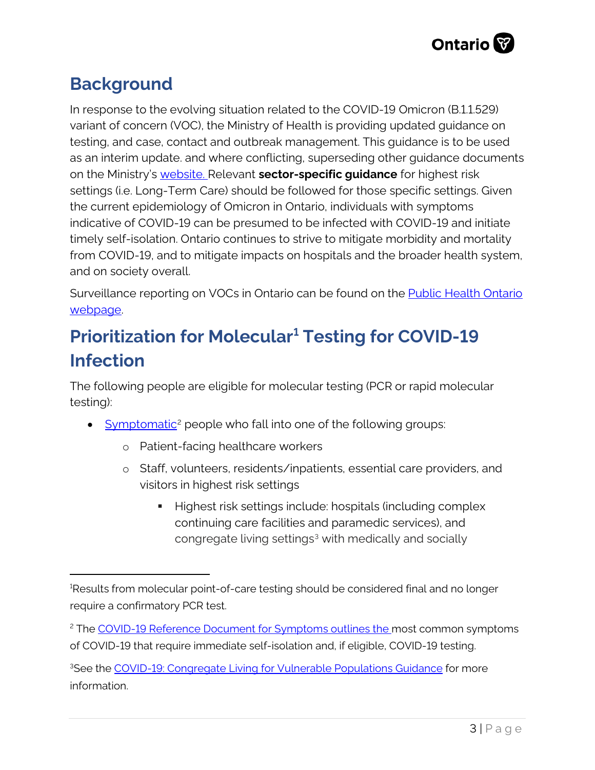## Background

In response to the evolving situation related to the COVID-19 Omicron (B.1.1.529) variant of concern (VOC), the Ministry of Health is providing updated guidance on testing, and case, contact and outbreak management. This guidance is to be used as an interim update. and where conflicting, superseding other guidance documents on the Ministry's website. Relevant **sector-specific guidance** for highest risk settings (i.e. Long-Term Care) should be followed for those specific settings. Given the current epidemiology of Omicron in Ontario, individuals with symptoms indicative of COVID-19 can be presumed to be infected with COVID-19 and initiate timely self-isolation. Ontario continues to strive to mitigate morbidity and mortality from COVID-19, and to mitigate impacts on hospitals and the broader health system, and on society overall.

Surveillance reporting on VOCs in Ontario can be found on the Public Health Ontario webpage.

## Prioritization for Molecular[1] Testing for COVID-19 Infection

The following people are eligible for molecular testing (PCR or rapid molecular testing):

- Symptomatic[2] people who fall into one of the following groups:
  - Patient-facing healthcare workers
  - Staff, volunteers, residents/inpatients, essential care providers, and visitors in highest risk settings
    - Highest risk settings include: hospitals (including complex continuing care facilities and paramedic services), and congregate living settings[3] with medically and socially

---

[1]Results from molecular point-of-care testing should be considered final and no longer require a confirmatory PCR test.

[2] The COVID-19 Reference Document for Symptoms outlines the most common symptoms of COVID-19 that require immediate self-isolation and, if eligible, COVID-19 testing.

[3]See the COVID-19: Congregate Living for Vulnerable Populations Guidance for more information.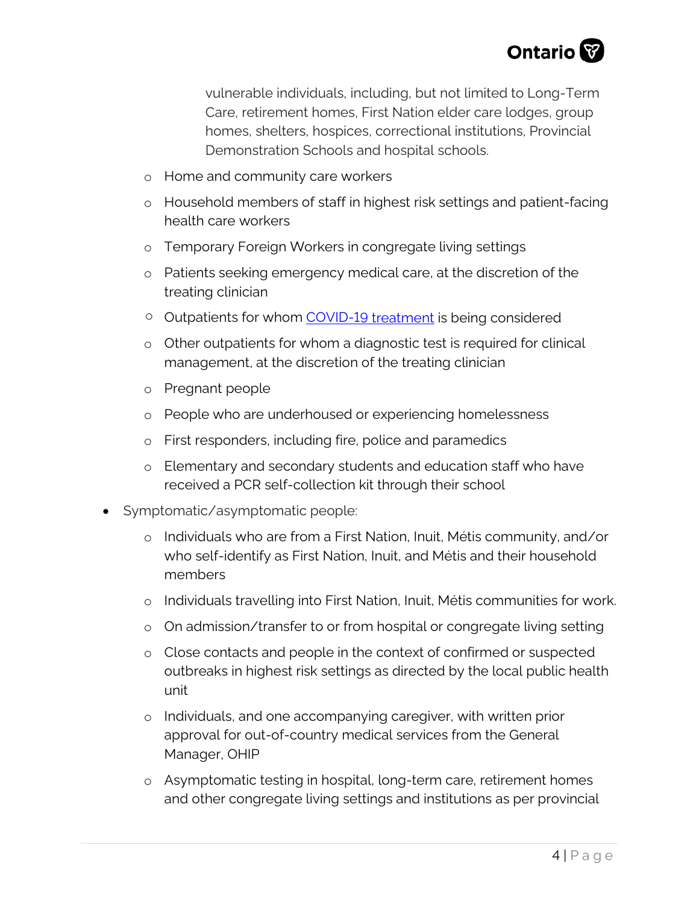vulnerable individuals, including, but not limited to Long-Term Care, retirement homes, First Nation elder care lodges, group homes, shelters, hospices, correctional institutions, Provincial Demonstration Schools and hospital schools.

  - Home and community care workers
  - Household members of staff in highest risk settings and patient-facing health care workers
  - Temporary Foreign Workers in congregate living settings
  - Patients seeking emergency medical care, at the discretion of the treating clinician
  - Outpatients for whom [COVID-19 treatment]() is being considered
  - Other outpatients for whom a diagnostic test is required for clinical management, at the discretion of the treating clinician
  - Pregnant people
  - People who are underhoused or experiencing homelessness
  - First responders, including fire, police and paramedics
  - Elementary and secondary students and education staff who have received a PCR self-collection kit through their school

- Symptomatic/asymptomatic people:
  - Individuals who are from a First Nation, Inuit, Métis community, and/or who self-identify as First Nation, Inuit, and Métis and their household members
  - Individuals travelling into First Nation, Inuit, Métis communities for work.
  - On admission/transfer to or from hospital or congregate living setting
  - Close contacts and people in the context of confirmed or suspected outbreaks in highest risk settings as directed by the local public health unit
  - Individuals, and one accompanying caregiver, with written prior approval for out-of-country medical services from the General Manager, OHIP
  - Asymptomatic testing in hospital, long-term care, retirement homes and other congregate living settings and institutions as per provincial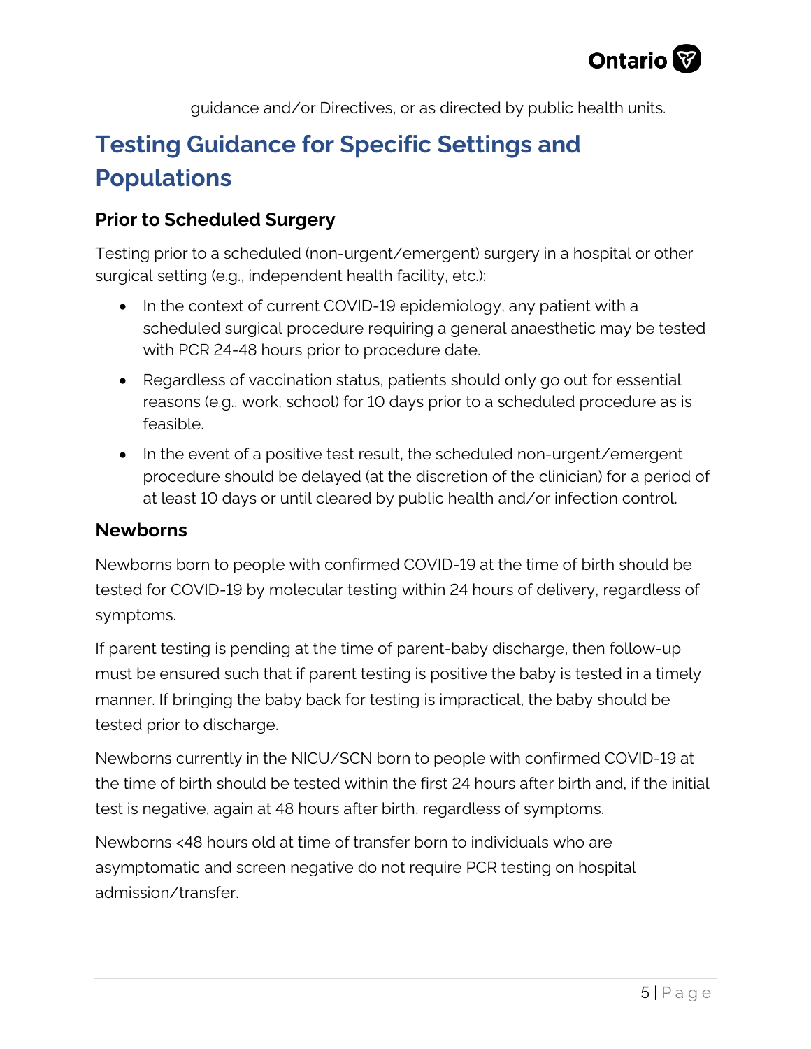guidance and/or Directives, or as directed by public health units.

## Testing Guidance for Specific Settings and Populations

### Prior to Scheduled Surgery

Testing prior to a scheduled (non-urgent/emergent) surgery in a hospital or other surgical setting (e.g., independent health facility, etc.):

- In the context of current COVID-19 epidemiology, any patient with a scheduled surgical procedure requiring a general anaesthetic may be tested with PCR 24-48 hours prior to procedure date.
- Regardless of vaccination status, patients should only go out for essential reasons (e.g., work, school) for 10 days prior to a scheduled procedure as is feasible.
- In the event of a positive test result, the scheduled non-urgent/emergent procedure should be delayed (at the discretion of the clinician) for a period of at least 10 days or until cleared by public health and/or infection control.

### Newborns

Newborns born to people with confirmed COVID-19 at the time of birth should be tested for COVID-19 by molecular testing within 24 hours of delivery, regardless of symptoms.

If parent testing is pending at the time of parent-baby discharge, then follow-up must be ensured such that if parent testing is positive the baby is tested in a timely manner. If bringing the baby back for testing is impractical, the baby should be tested prior to discharge.

Newborns currently in the NICU/SCN born to people with confirmed COVID-19 at the time of birth should be tested within the first 24 hours after birth and, if the initial test is negative, again at 48 hours after birth, regardless of symptoms.

Newborns <48 hours old at time of transfer born to individuals who are asymptomatic and screen negative do not require PCR testing on hospital admission/transfer.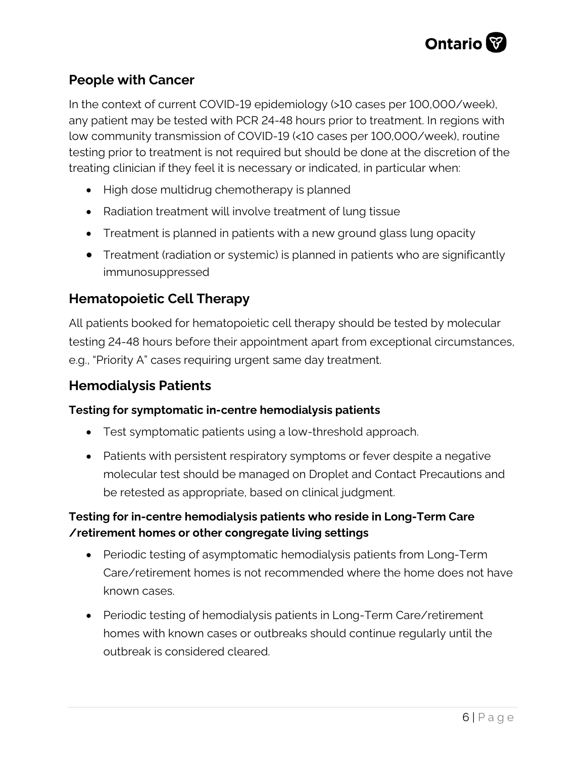## People with Cancer

In the context of current COVID-19 epidemiology (>10 cases per 100,000/week), any patient may be tested with PCR 24-48 hours prior to treatment. In regions with low community transmission of COVID-19 (<10 cases per 100,000/week), routine testing prior to treatment is not required but should be done at the discretion of the treating clinician if they feel it is necessary or indicated, in particular when:

- High dose multidrug chemotherapy is planned
- Radiation treatment will involve treatment of lung tissue
- Treatment is planned in patients with a new ground glass lung opacity
- Treatment (radiation or systemic) is planned in patients who are significantly immunosuppressed

## Hematopoietic Cell Therapy

All patients booked for hematopoietic cell therapy should be tested by molecular testing 24-48 hours before their appointment apart from exceptional circumstances, e.g., "Priority A" cases requiring urgent same day treatment.

## Hemodialysis Patients

### Testing for symptomatic in-centre hemodialysis patients

- Test symptomatic patients using a low-threshold approach.
- Patients with persistent respiratory symptoms or fever despite a negative molecular test should be managed on Droplet and Contact Precautions and be retested as appropriate, based on clinical judgment.

### Testing for in-centre hemodialysis patients who reside in Long-Term Care /retirement homes or other congregate living settings

- Periodic testing of asymptomatic hemodialysis patients from Long-Term Care/retirement homes is not recommended where the home does not have known cases.
- Periodic testing of hemodialysis patients in Long-Term Care/retirement homes with known cases or outbreaks should continue regularly until the outbreak is considered cleared.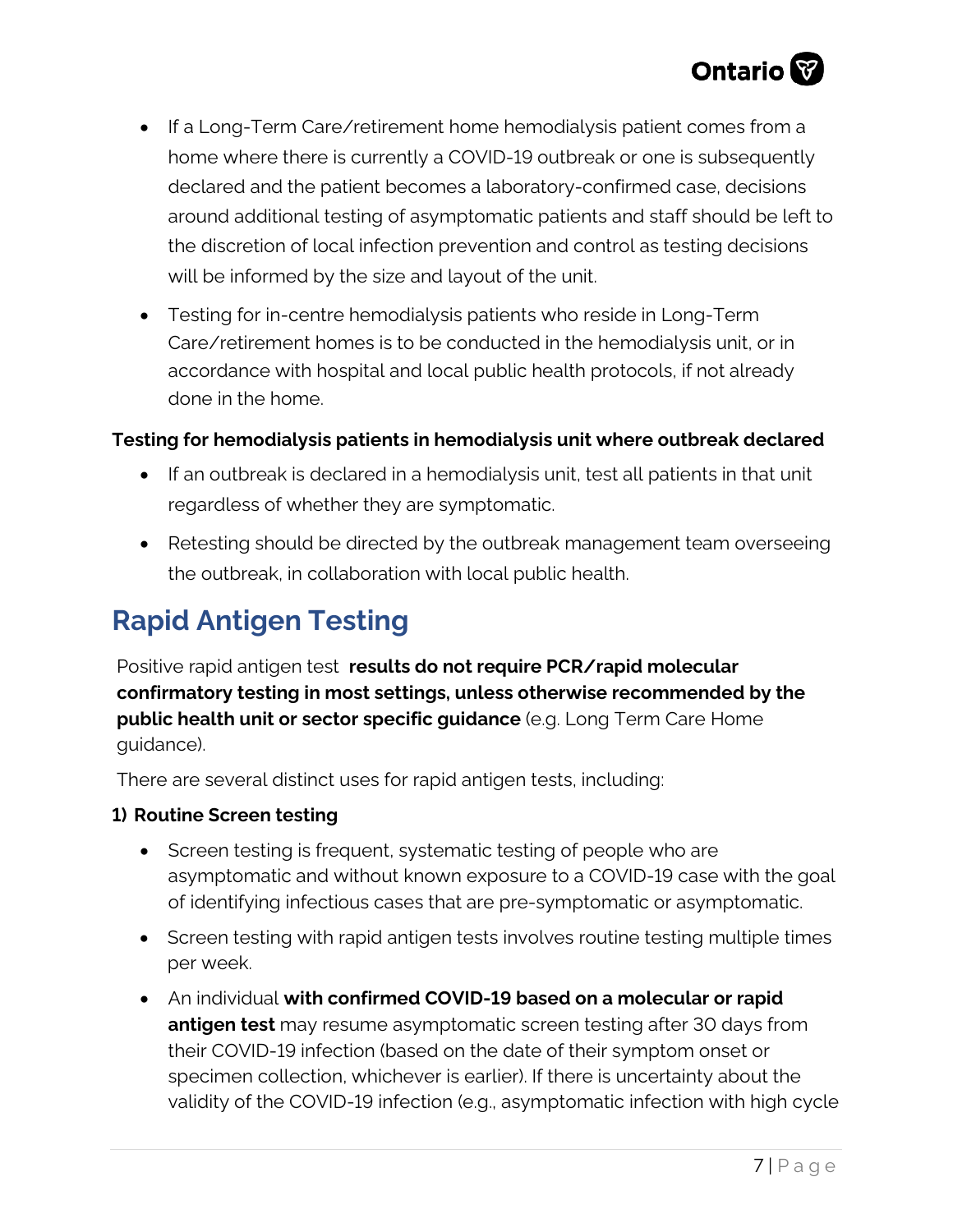- If a Long-Term Care/retirement home hemodialysis patient comes from a home where there is currently a COVID-19 outbreak or one is subsequently declared and the patient becomes a laboratory-confirmed case, decisions around additional testing of asymptomatic patients and staff should be left to the discretion of local infection prevention and control as testing decisions will be informed by the size and layout of the unit.
- Testing for in-centre hemodialysis patients who reside in Long-Term Care/retirement homes is to be conducted in the hemodialysis unit, or in accordance with hospital and local public health protocols, if not already done in the home.

**Testing for hemodialysis patients in hemodialysis unit where outbreak declared**

- If an outbreak is declared in a hemodialysis unit, test all patients in that unit regardless of whether they are symptomatic.
- Retesting should be directed by the outbreak management team overseeing the outbreak, in collaboration with local public health.

## Rapid Antigen Testing

Positive rapid antigen test **results do not require PCR/rapid molecular confirmatory testing in most settings, unless otherwise recommended by the public health unit or sector specific guidance** (e.g. Long Term Care Home guidance).

There are several distinct uses for rapid antigen tests, including:

**1) Routine Screen testing**

- Screen testing is frequent, systematic testing of people who are asymptomatic and without known exposure to a COVID-19 case with the goal of identifying infectious cases that are pre-symptomatic or asymptomatic.
- Screen testing with rapid antigen tests involves routine testing multiple times per week.
- An individual **with confirmed COVID-19 based on a molecular or rapid antigen test** may resume asymptomatic screen testing after 30 days from their COVID-19 infection (based on the date of their symptom onset or specimen collection, whichever is earlier). If there is uncertainty about the validity of the COVID-19 infection (e.g., asymptomatic infection with high cycle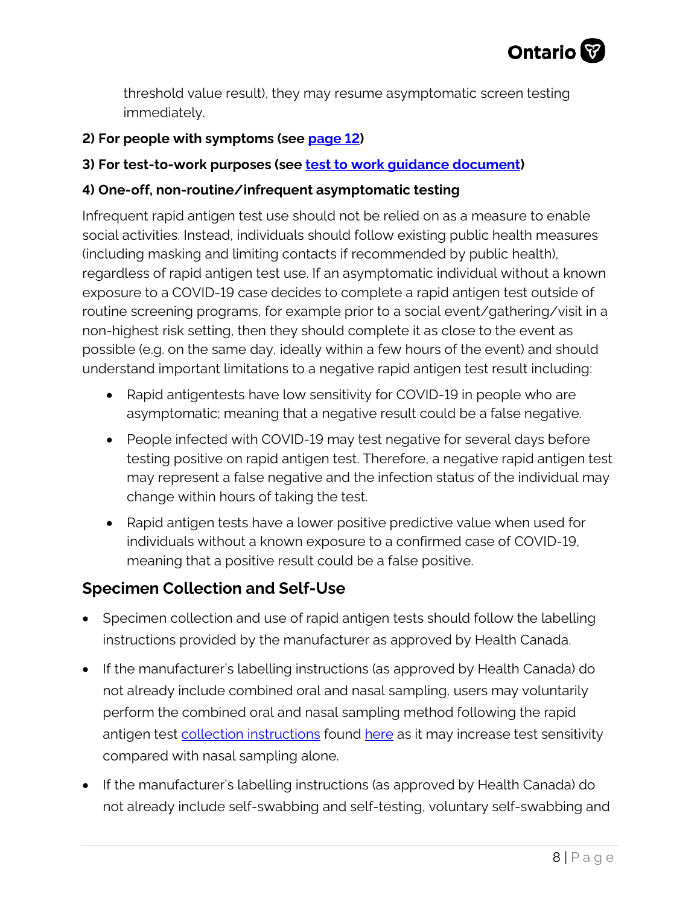threshold value result), they may resume asymptomatic screen testing immediately.

**2) For people with symptoms (see page 12)**

**3) For test-to-work purposes (see test to work guidance document)**

**4) One-off, non-routine/infrequent asymptomatic testing**

Infrequent rapid antigen test use should not be relied on as a measure to enable social activities. Instead, individuals should follow existing public health measures (including masking and limiting contacts if recommended by public health), regardless of rapid antigen test use. If an asymptomatic individual without a known exposure to a COVID-19 case decides to complete a rapid antigen test outside of routine screening programs, for example prior to a social event/gathering/visit in a non-highest risk setting, then they should complete it as close to the event as possible (e.g. on the same day, ideally within a few hours of the event) and should understand important limitations to a negative rapid antigen test result including:

- Rapid antigentests have low sensitivity for COVID-19 in people who are asymptomatic; meaning that a negative result could be a false negative.
- People infected with COVID-19 may test negative for several days before testing positive on rapid antigen test. Therefore, a negative rapid antigen test may represent a false negative and the infection status of the individual may change within hours of taking the test.
- Rapid antigen tests have a lower positive predictive value when used for individuals without a known exposure to a confirmed case of COVID-19, meaning that a positive result could be a false positive.

## Specimen Collection and Self-Use

- Specimen collection and use of rapid antigen tests should follow the labelling instructions provided by the manufacturer as approved by Health Canada.
- If the manufacturer's labelling instructions (as approved by Health Canada) do not already include combined oral and nasal sampling, users may voluntarily perform the combined oral and nasal sampling method following the rapid antigen test collection instructions found here as it may increase test sensitivity compared with nasal sampling alone.
- If the manufacturer's labelling instructions (as approved by Health Canada) do not already include self-swabbing and self-testing, voluntary self-swabbing and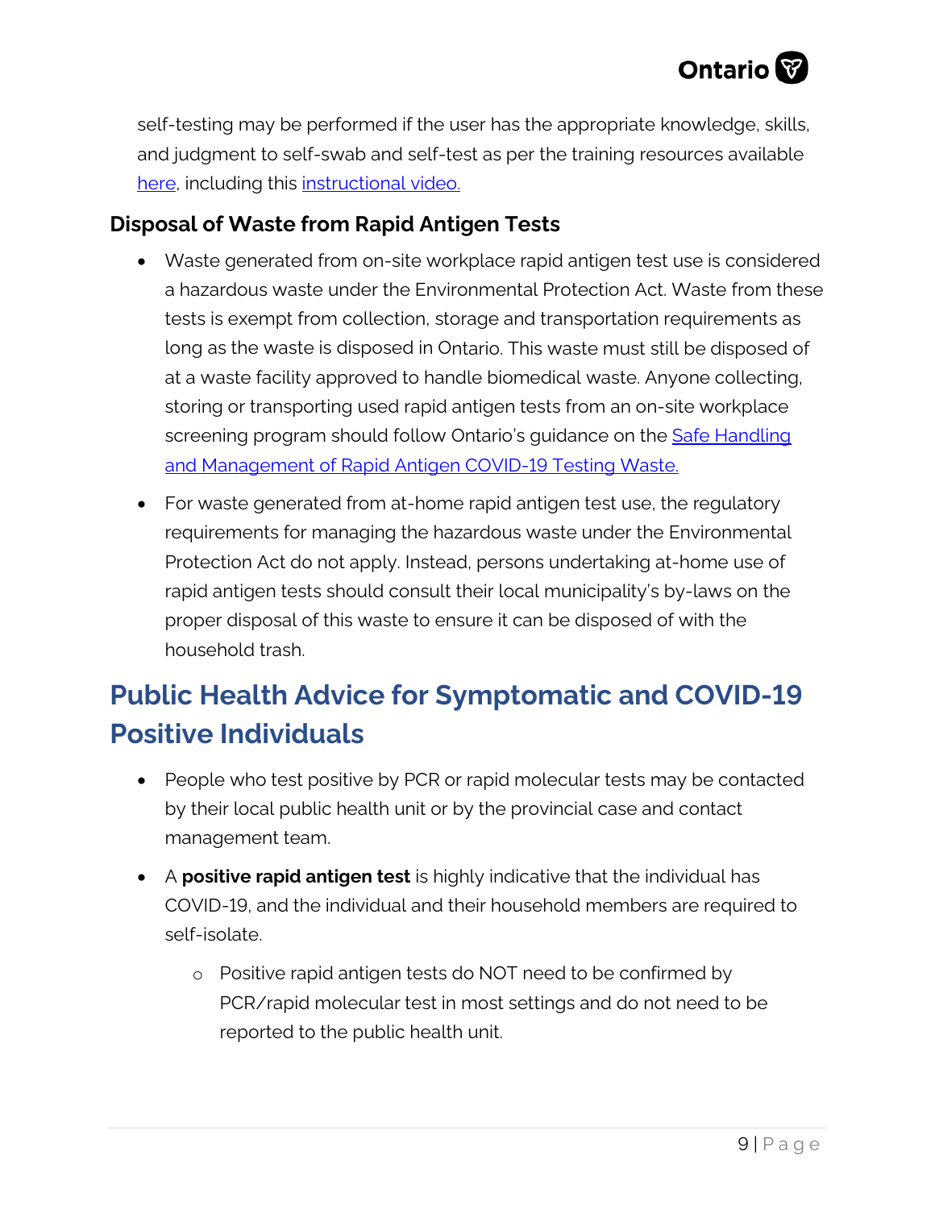self-testing may be performed if the user has the appropriate knowledge, skills, and judgment to self-swab and self-test as per the training resources available [here](), including this [instructional video.]()

### Disposal of Waste from Rapid Antigen Tests

- Waste generated from on-site workplace rapid antigen test use is considered a hazardous waste under the Environmental Protection Act. Waste from these tests is exempt from collection, storage and transportation requirements as long as the waste is disposed in Ontario. This waste must still be disposed of at a waste facility approved to handle biomedical waste. Anyone collecting, storing or transporting used rapid antigen tests from an on-site workplace screening program should follow Ontario's guidance on the [Safe Handling and Management of Rapid Antigen COVID-19 Testing Waste.]()
- For waste generated from at-home rapid antigen test use, the regulatory requirements for managing the hazardous waste under the Environmental Protection Act do not apply. Instead, persons undertaking at-home use of rapid antigen tests should consult their local municipality's by-laws on the proper disposal of this waste to ensure it can be disposed of with the household trash.

## Public Health Advice for Symptomatic and COVID-19 Positive Individuals

- People who test positive by PCR or rapid molecular tests may be contacted by their local public health unit or by the provincial case and contact management team.
- A **positive rapid antigen test** is highly indicative that the individual has COVID-19, and the individual and their household members are required to self-isolate.
  - Positive rapid antigen tests do NOT need to be confirmed by PCR/rapid molecular test in most settings and do not need to be reported to the public health unit.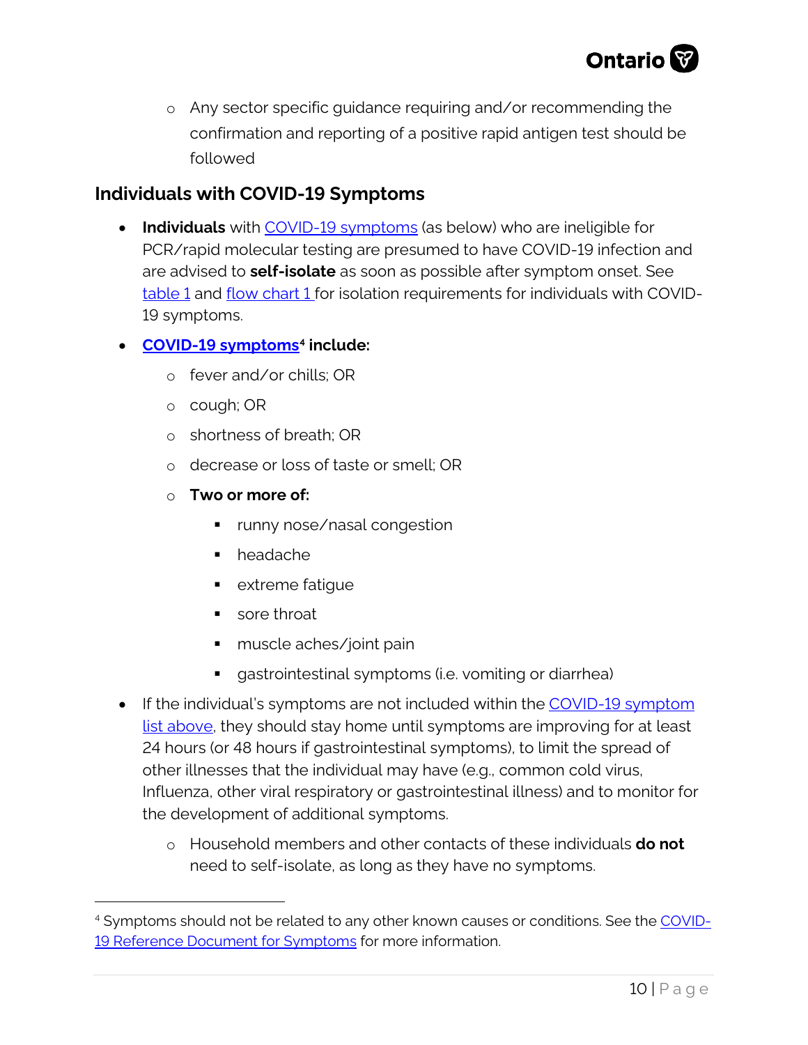- Any sector specific guidance requiring and/or recommending the confirmation and reporting of a positive rapid antigen test should be followed

## Individuals with COVID-19 Symptoms

- **Individuals** with COVID-19 symptoms (as below) who are ineligible for PCR/rapid molecular testing are presumed to have COVID-19 infection and are advised to **self-isolate** as soon as possible after symptom onset. See table 1 and flow chart 1 for isolation requirements for individuals with COVID-19 symptoms.
- **COVID-19 symptoms[4] include:**
  - fever and/or chills; OR
  - cough; OR
  - shortness of breath; OR
  - decrease or loss of taste or smell; OR
  - **Two or more of:**
    - runny nose/nasal congestion
    - headache
    - extreme fatigue
    - sore throat
    - muscle aches/joint pain
    - gastrointestinal symptoms (i.e. vomiting or diarrhea)
- If the individual's symptoms are not included within the COVID-19 symptom list above, they should stay home until symptoms are improving for at least 24 hours (or 48 hours if gastrointestinal symptoms), to limit the spread of other illnesses that the individual may have (e.g., common cold virus, Influenza, other viral respiratory or gastrointestinal illness) and to monitor for the development of additional symptoms.
  - Household members and other contacts of these individuals **do not** need to self-isolate, as long as they have no symptoms.

---

[4] Symptoms should not be related to any other known causes or conditions. See the COVID-19 Reference Document for Symptoms for more information.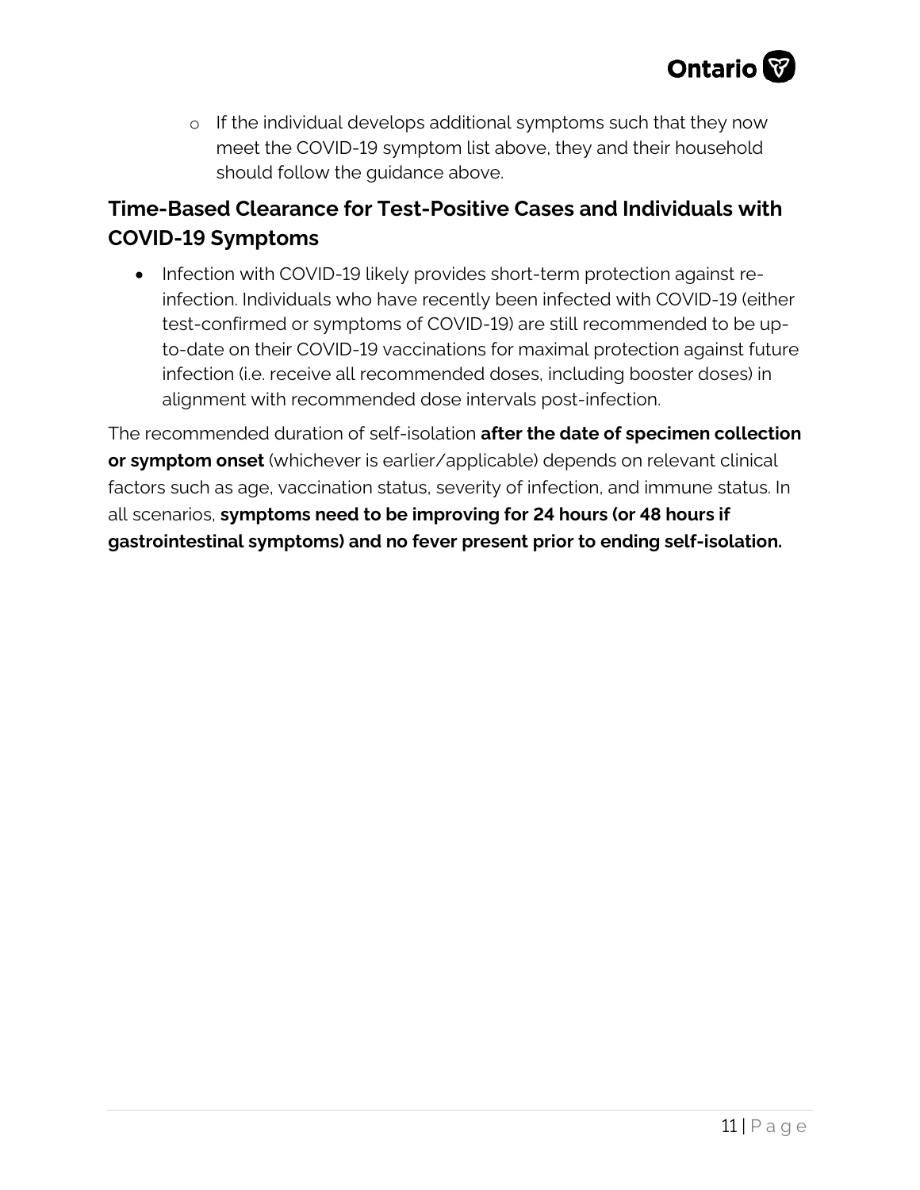- If the individual develops additional symptoms such that they now meet the COVID-19 symptom list above, they and their household should follow the guidance above.

## Time-Based Clearance for Test-Positive Cases and Individuals with COVID-19 Symptoms

- Infection with COVID-19 likely provides short-term protection against re-infection. Individuals who have recently been infected with COVID-19 (either test-confirmed or symptoms of COVID-19) are still recommended to be up-to-date on their COVID-19 vaccinations for maximal protection against future infection (i.e. receive all recommended doses, including booster doses) in alignment with recommended dose intervals post-infection.

The recommended duration of self-isolation **after the date of specimen collection or symptom onset** (whichever is earlier/applicable) depends on relevant clinical factors such as age, vaccination status, severity of infection, and immune status. In all scenarios, **symptoms need to be improving for 24 hours (or 48 hours if gastrointestinal symptoms) and no fever present prior to ending self-isolation.**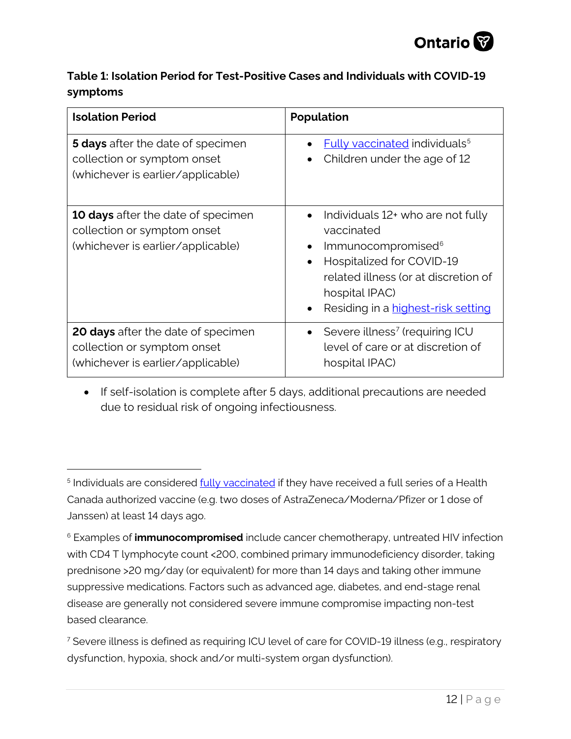**Table 1: Isolation Period for Test-Positive Cases and Individuals with COVID-19 symptoms**

| Isolation Period | Population |
|---|---|
| **5 days** after the date of specimen collection or symptom onset (whichever is earlier/applicable) | • Fully vaccinated individuals[5]<br>• Children under the age of 12 |
| **10 days** after the date of specimen collection or symptom onset (whichever is earlier/applicable) | • Individuals 12+ who are not fully vaccinated<br>• Immunocompromised[6]<br>• Hospitalized for COVID-19 related illness (or at discretion of hospital IPAC)<br>• Residing in a highest-risk setting |
| **20 days** after the date of specimen collection or symptom onset (whichever is earlier/applicable) | • Severe illness[7] (requiring ICU level of care or at discretion of hospital IPAC) |

- If self-isolation is complete after 5 days, additional precautions are needed due to residual risk of ongoing infectiousness.

---

[5] Individuals are considered fully vaccinated if they have received a full series of a Health Canada authorized vaccine (e.g. two doses of AstraZeneca/Moderna/Pfizer or 1 dose of Janssen) at least 14 days ago.

[6] Examples of **immunocompromised** include cancer chemotherapy, untreated HIV infection with CD4 T lymphocyte count <200, combined primary immunodeficiency disorder, taking prednisone >20 mg/day (or equivalent) for more than 14 days and taking other immune suppressive medications. Factors such as advanced age, diabetes, and end-stage renal disease are generally not considered severe immune compromise impacting non-test based clearance.

[7] Severe illness is defined as requiring ICU level of care for COVID-19 illness (e.g., respiratory dysfunction, hypoxia, shock and/or multi-system organ dysfunction).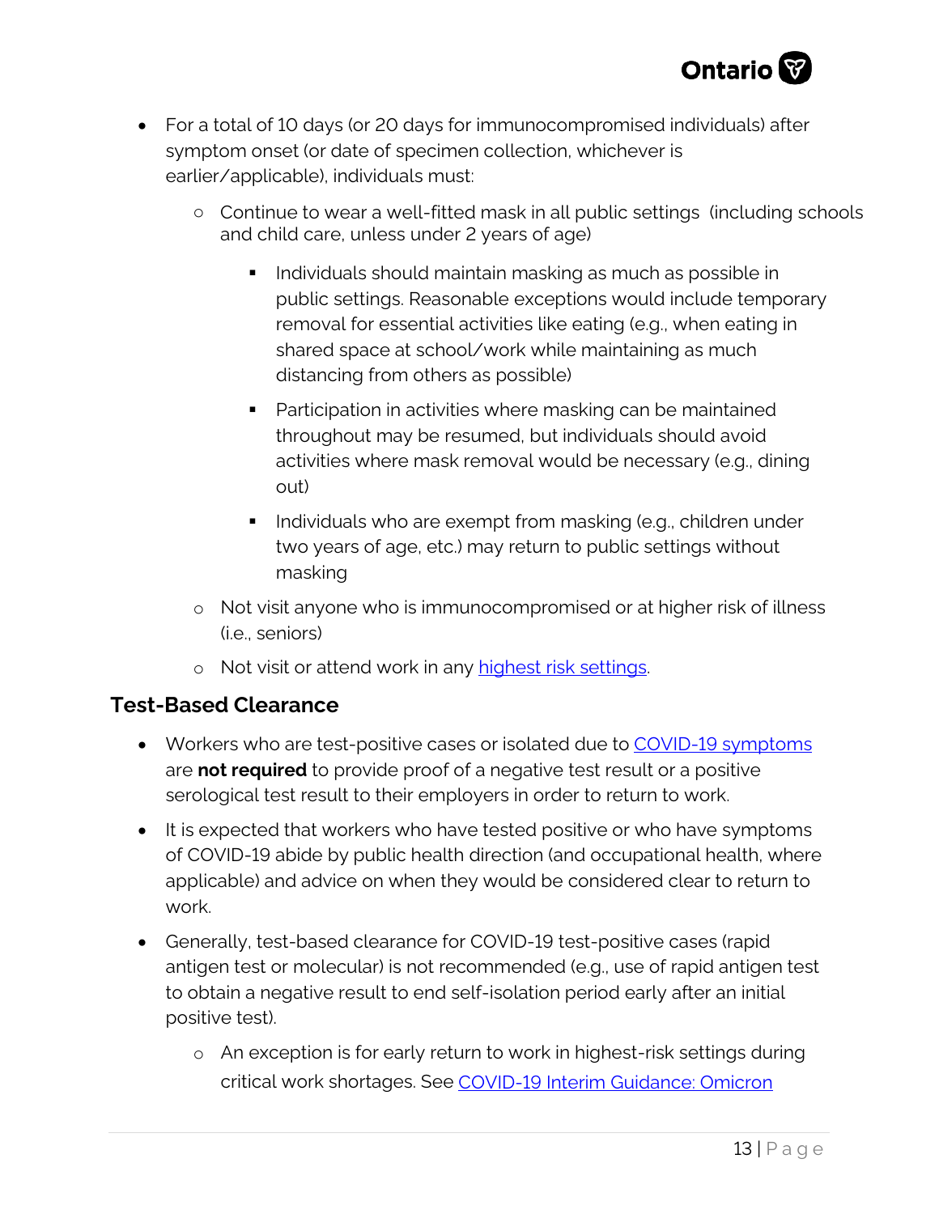- For a total of 10 days (or 20 days for immunocompromised individuals) after symptom onset (or date of specimen collection, whichever is earlier/applicable), individuals must:
  - Continue to wear a well-fitted mask in all public settings (including schools and child care, unless under 2 years of age)
    - Individuals should maintain masking as much as possible in public settings. Reasonable exceptions would include temporary removal for essential activities like eating (e.g., when eating in shared space at school/work while maintaining as much distancing from others as possible)
    - Participation in activities where masking can be maintained throughout may be resumed, but individuals should avoid activities where mask removal would be necessary (e.g., dining out)
    - Individuals who are exempt from masking (e.g., children under two years of age, etc.) may return to public settings without masking
  - Not visit anyone who is immunocompromised or at higher risk of illness (i.e., seniors)
  - Not visit or attend work in any highest risk settings.

### Test-Based Clearance

- Workers who are test-positive cases or isolated due to COVID-19 symptoms are **not required** to provide proof of a negative test result or a positive serological test result to their employers in order to return to work.
- It is expected that workers who have tested positive or who have symptoms of COVID-19 abide by public health direction (and occupational health, where applicable) and advice on when they would be considered clear to return to work.
- Generally, test-based clearance for COVID-19 test-positive cases (rapid antigen test or molecular) is not recommended (e.g., use of rapid antigen test to obtain a negative result to end self-isolation period early after an initial positive test).
  - An exception is for early return to work in highest-risk settings during critical work shortages. See COVID-19 Interim Guidance: Omicron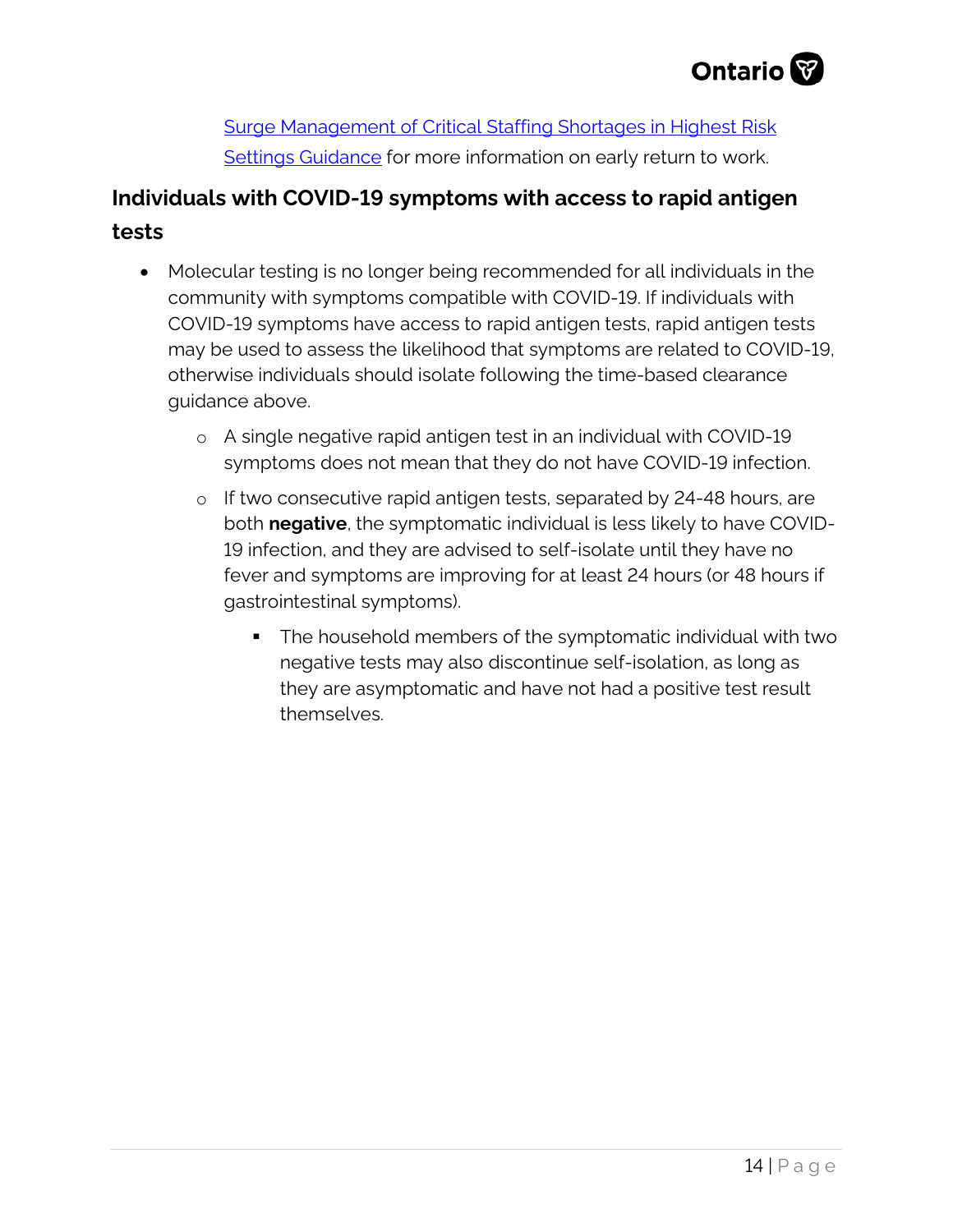[Surge Management of Critical Staffing Shortages in Highest Risk Settings Guidance](#) for more information on early return to work.

## Individuals with COVID-19 symptoms with access to rapid antigen tests

- Molecular testing is no longer being recommended for all individuals in the community with symptoms compatible with COVID-19. If individuals with COVID-19 symptoms have access to rapid antigen tests, rapid antigen tests may be used to assess the likelihood that symptoms are related to COVID-19, otherwise individuals should isolate following the time-based clearance guidance above.
    - A single negative rapid antigen test in an individual with COVID-19 symptoms does not mean that they do not have COVID-19 infection.
    - If two consecutive rapid antigen tests, separated by 24-48 hours, are both **negative**, the symptomatic individual is less likely to have COVID-19 infection, and they are advised to self-isolate until they have no fever and symptoms are improving for at least 24 hours (or 48 hours if gastrointestinal symptoms).
        - The household members of the symptomatic individual with two negative tests may also discontinue self-isolation, as long as they are asymptomatic and have not had a positive test result themselves.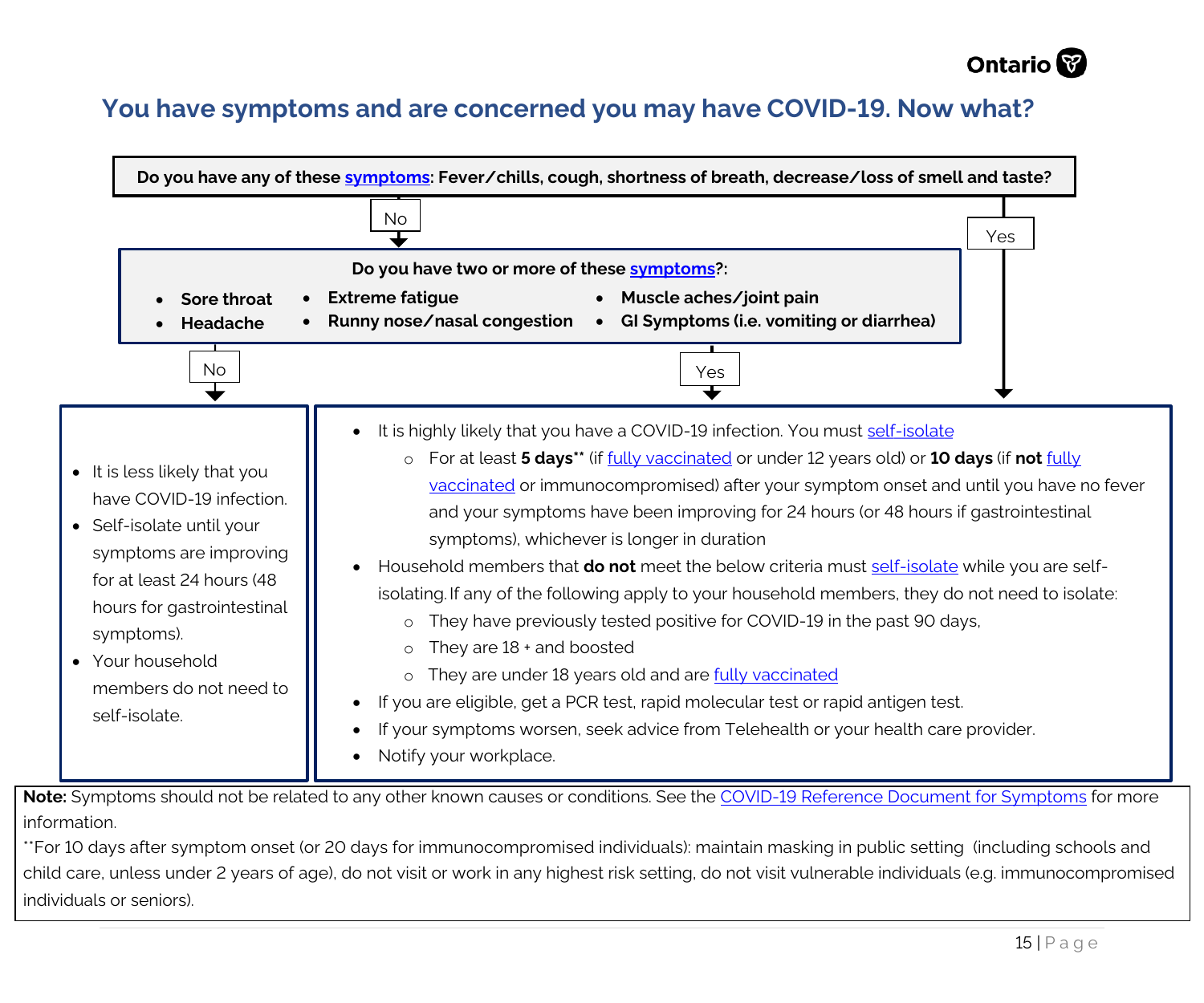## You have symptoms and are concerned you may have COVID-19. Now what?

**Do you have any of these symptoms: Fever/chills, cough, shortness of breath, decrease/loss of smell and taste?**

- **Yes** → go to "highly likely" box below
- **No** → next question

**Do you have two or more of these symptoms?:**

- **Sore throat**
- **Headache**
- **Extreme fatigue**
- **Runny nose/nasal congestion**
- **Muscle aches/joint pain**
- **GI Symptoms (i.e. vomiting or diarrhea)**

**No:**

- It is less likely that you have COVID-19 infection.
- Self-isolate until your symptoms are improving for at least 24 hours (48 hours for gastrointestinal symptoms).
- Your household members do not need to self-isolate.

**Yes:**

- It is highly likely that you have a COVID-19 infection. You must self-isolate
  - For at least **5 days**** (if fully vaccinated or under 12 years old) or **10 days** (if **not** fully vaccinated or immunocompromised) after your symptom onset and until you have no fever and your symptoms have been improving for 24 hours (or 48 hours if gastrointestinal symptoms), whichever is longer in duration
- Household members that **do not** meet the below criteria must self-isolate while you are self-isolating. If any of the following apply to your household members, they do not need to isolate:
  - They have previously tested positive for COVID-19 in the past 90 days,
  - They are 18 + and boosted
  - They are under 18 years old and are fully vaccinated
- If you are eligible, get a PCR test, rapid molecular test or rapid antigen test.
- If your symptoms worsen, seek advice from Telehealth or your health care provider.
- Notify your workplace.

**Note:** Symptoms should not be related to any other known causes or conditions. See the COVID-19 Reference Document for Symptoms for more information.

**For 10 days after symptom onset (or 20 days for immunocompromised individuals): maintain masking in public setting (including schools and child care, unless under 2 years of age), do not visit or work in any highest risk setting, do not visit vulnerable individuals (e.g. immunocompromised individuals or seniors).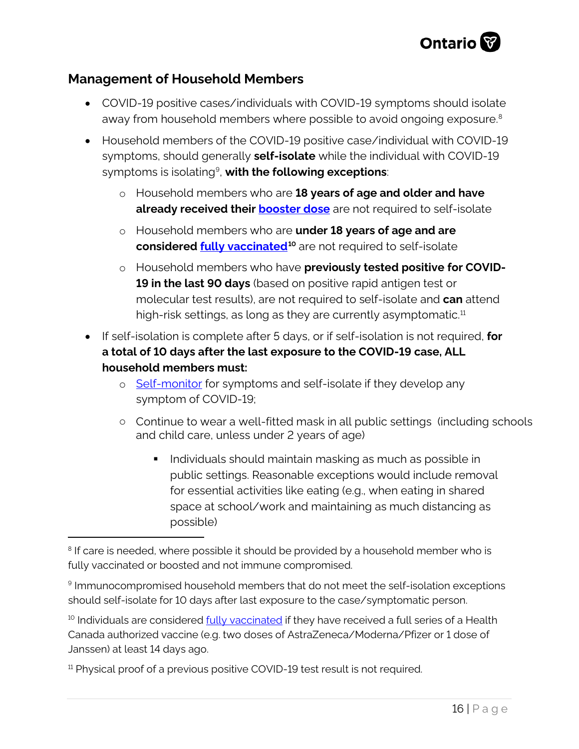## Management of Household Members

- COVID-19 positive cases/individuals with COVID-19 symptoms should isolate away from household members where possible to avoid ongoing exposure.[8]
- Household members of the COVID-19 positive case/individual with COVID-19 symptoms, should generally **self-isolate** while the individual with COVID-19 symptoms is isolating[9], **with the following exceptions**:
  - Household members who are **18 years of age and older and have already received their booster dose** are not required to self-isolate
  - Household members who are **under 18 years of age and are considered fully vaccinated**[10] are not required to self-isolate
  - Household members who have **previously tested positive for COVID-19 in the last 90 days** (based on positive rapid antigen test or molecular test results), are not required to self-isolate and **can** attend high-risk settings, as long as they are currently asymptomatic.[11]
- If self-isolation is complete after 5 days, or if self-isolation is not required, **for a total of 10 days after the last exposure to the COVID-19 case, ALL household members must:**
  - Self-monitor for symptoms and self-isolate if they develop any symptom of COVID-19;
  - Continue to wear a well-fitted mask in all public settings (including schools and child care, unless under 2 years of age)
    - Individuals should maintain masking as much as possible in public settings. Reasonable exceptions would include removal for essential activities like eating (e.g., when eating in shared space at school/work and maintaining as much distancing as possible)

---

[8] If care is needed, where possible it should be provided by a household member who is fully vaccinated or boosted and not immune compromised.

[9] Immunocompromised household members that do not meet the self-isolation exceptions should self-isolate for 10 days after last exposure to the case/symptomatic person.

[10] Individuals are considered fully vaccinated if they have received a full series of a Health Canada authorized vaccine (e.g. two doses of AstraZeneca/Moderna/Pfizer or 1 dose of Janssen) at least 14 days ago.

[11] Physical proof of a previous positive COVID-19 test result is not required.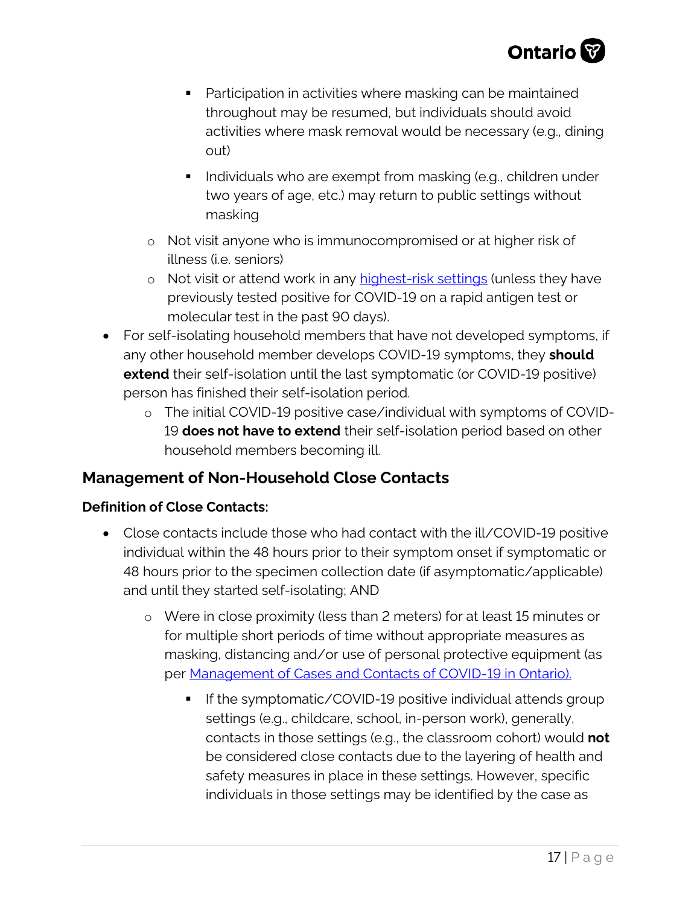- Participation in activities where masking can be maintained throughout may be resumed, but individuals should avoid activities where mask removal would be necessary (e.g., dining out)
    - Individuals who are exempt from masking (e.g., children under two years of age, etc.) may return to public settings without masking
  - Not visit anyone who is immunocompromised or at higher risk of illness (i.e. seniors)
  - Not visit or attend work in any [highest-risk settings](#) (unless they have previously tested positive for COVID-19 on a rapid antigen test or molecular test in the past 90 days).
- For self-isolating household members that have not developed symptoms, if any other household member develops COVID-19 symptoms, they **should extend** their self-isolation until the last symptomatic (or COVID-19 positive) person has finished their self-isolation period.
  - The initial COVID-19 positive case/individual with symptoms of COVID-19 **does not have to extend** their self-isolation period based on other household members becoming ill.

## Management of Non-Household Close Contacts

**Definition of Close Contacts:**

- Close contacts include those who had contact with the ill/COVID-19 positive individual within the 48 hours prior to their symptom onset if symptomatic or 48 hours prior to the specimen collection date (if asymptomatic/applicable) and until they started self-isolating; AND
  - Were in close proximity (less than 2 meters) for at least 15 minutes or for multiple short periods of time without appropriate measures as masking, distancing and/or use of personal protective equipment (as per [Management of Cases and Contacts of COVID-19 in Ontario).](#)
    - If the symptomatic/COVID-19 positive individual attends group settings (e.g., childcare, school, in-person work), generally, contacts in those settings (e.g., the classroom cohort) would **not** be considered close contacts due to the layering of health and safety measures in place in these settings. However, specific individuals in those settings may be identified by the case as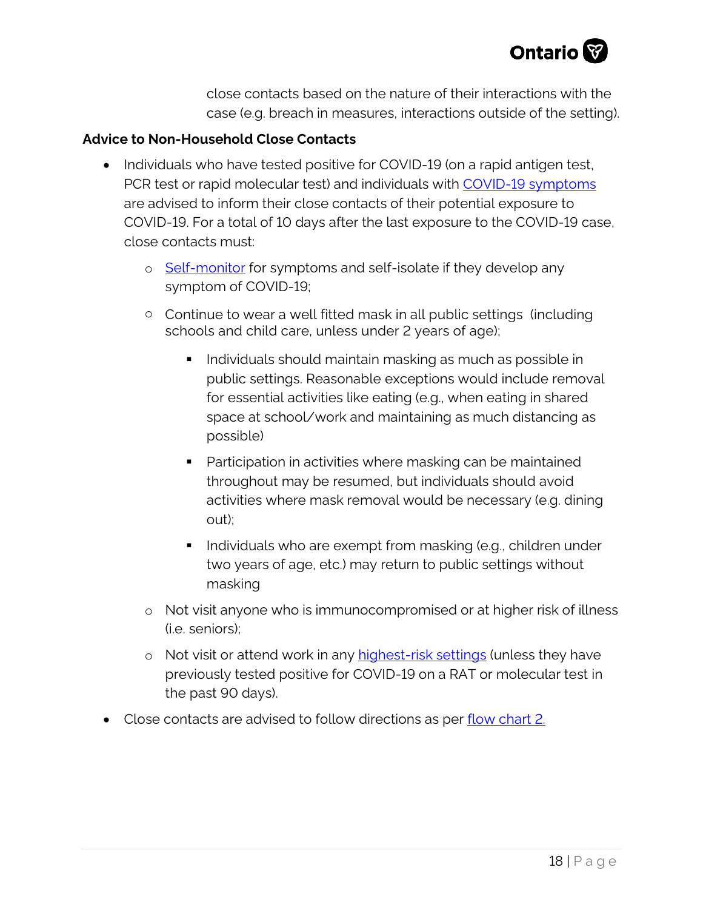close contacts based on the nature of their interactions with the case (e.g. breach in measures, interactions outside of the setting).

**Advice to Non-Household Close Contacts**

- Individuals who have tested positive for COVID-19 (on a rapid antigen test, PCR test or rapid molecular test) and individuals with COVID-19 symptoms are advised to inform their close contacts of their potential exposure to COVID-19. For a total of 10 days after the last exposure to the COVID-19 case, close contacts must:
  - Self-monitor for symptoms and self-isolate if they develop any symptom of COVID-19;
  - Continue to wear a well fitted mask in all public settings (including schools and child care, unless under 2 years of age);
    - Individuals should maintain masking as much as possible in public settings. Reasonable exceptions would include removal for essential activities like eating (e.g., when eating in shared space at school/work and maintaining as much distancing as possible)
    - Participation in activities where masking can be maintained throughout may be resumed, but individuals should avoid activities where mask removal would be necessary (e.g. dining out);
    - Individuals who are exempt from masking (e.g., children under two years of age, etc.) may return to public settings without masking
  - Not visit anyone who is immunocompromised or at higher risk of illness (i.e. seniors);
  - Not visit or attend work in any highest-risk settings (unless they have previously tested positive for COVID-19 on a RAT or molecular test in the past 90 days).
- Close contacts are advised to follow directions as per flow chart 2.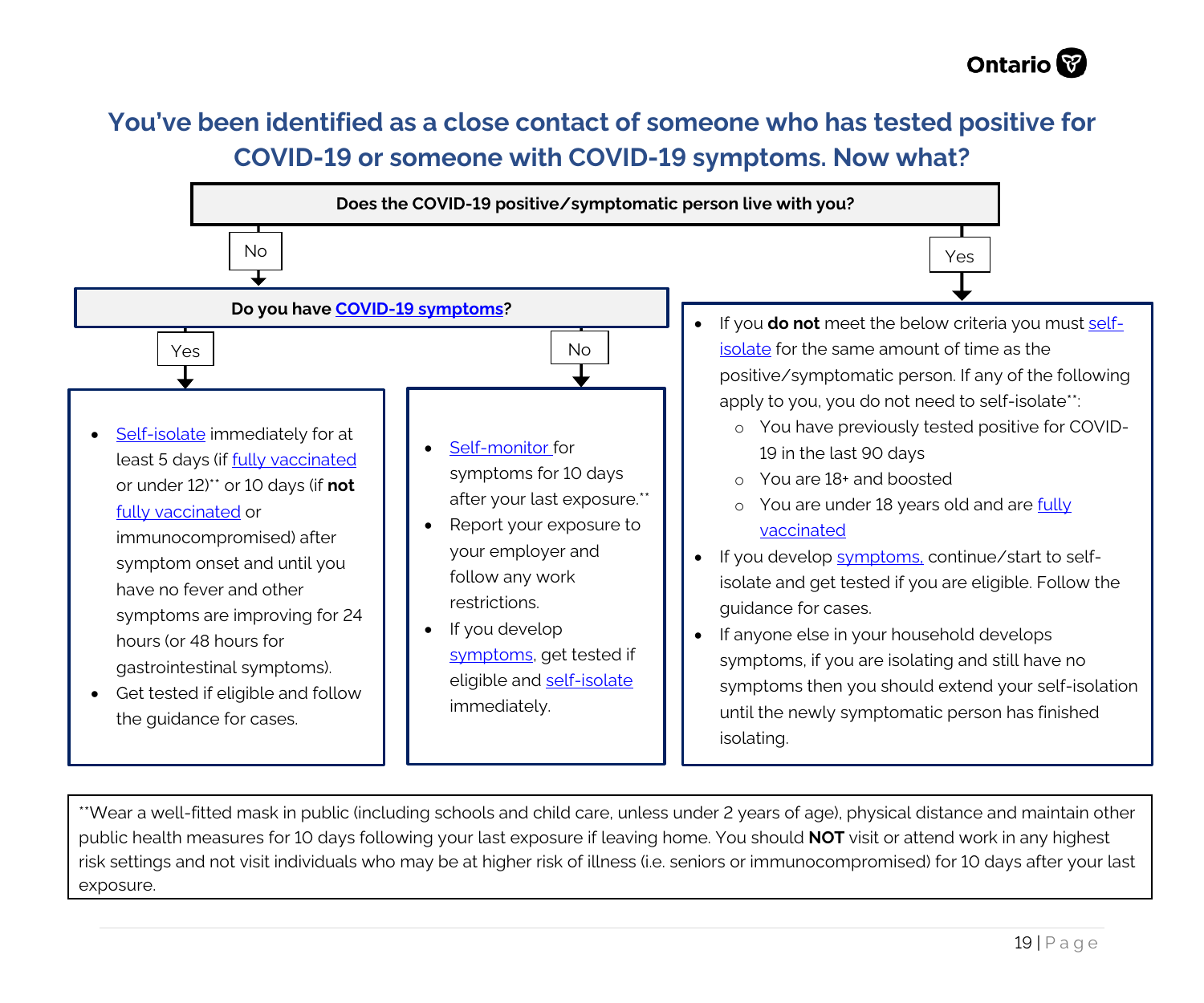## You've been identified as a close contact of someone who has tested positive for COVID-19 or someone with COVID-19 symptoms. Now what?

**Does the COVID-19 positive/symptomatic person live with you?**

**No** → **Do you have COVID-19 symptoms?**

**Yes:**

- Self-isolate immediately for at least 5 days (if fully vaccinated or under 12)** or 10 days (if **not** fully vaccinated or immunocompromised) after symptom onset and until you have no fever and other symptoms are improving for 24 hours (or 48 hours for gastrointestinal symptoms).
- Get tested if eligible and follow the guidance for cases.

**No:**

- Self-monitor for symptoms for 10 days after your last exposure.**
- Report your exposure to your employer and follow any work restrictions.
- If you develop symptoms, get tested if eligible and self-isolate immediately.

**Yes:**

- If you **do not** meet the below criteria you must self-isolate for the same amount of time as the positive/symptomatic person. If any of the following apply to you, you do not need to self-isolate**:
  - You have previously tested positive for COVID-19 in the last 90 days
  - You are 18+ and boosted
  - You are under 18 years old and are fully vaccinated
- If you develop symptoms, continue/start to self-isolate and get tested if you are eligible. Follow the guidance for cases.
- If anyone else in your household develops symptoms, if you are isolating and still have no symptoms then you should extend your self-isolation until the newly symptomatic person has finished isolating.

**Wear a well-fitted mask in public (including schools and child care, unless under 2 years of age), physical distance and maintain other public health measures for 10 days following your last exposure if leaving home. You should **NOT** visit or attend work in any highest risk settings and not visit individuals who may be at higher risk of illness (i.e. seniors or immunocompromised) for 10 days after your last exposure.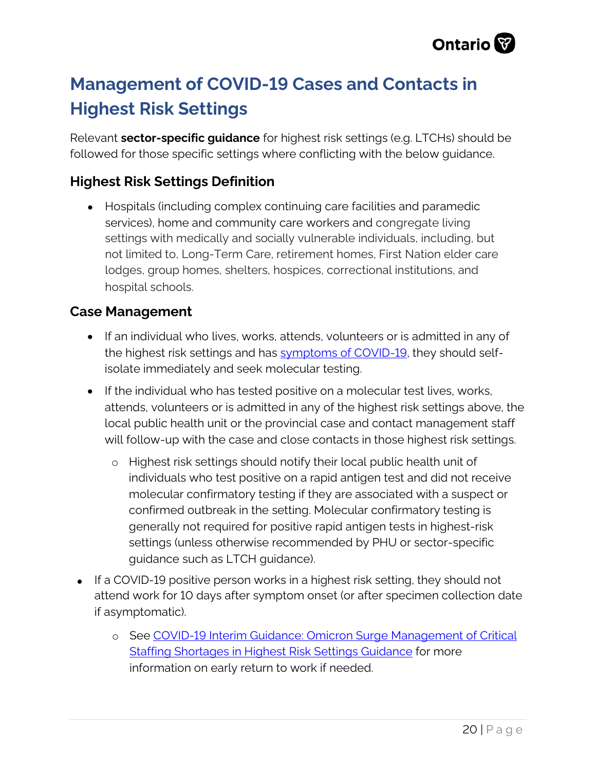# Management of COVID-19 Cases and Contacts in Highest Risk Settings

Relevant **sector-specific guidance** for highest risk settings (e.g. LTCHs) should be followed for those specific settings where conflicting with the below guidance.

## Highest Risk Settings Definition

- Hospitals (including complex continuing care facilities and paramedic services), home and community care workers and congregate living settings with medically and socially vulnerable individuals, including, but not limited to, Long-Term Care, retirement homes, First Nation elder care lodges, group homes, shelters, hospices, correctional institutions, and hospital schools.

## Case Management

- If an individual who lives, works, attends, volunteers or is admitted in any of the highest risk settings and has symptoms of COVID-19, they should self-isolate immediately and seek molecular testing.
- If the individual who has tested positive on a molecular test lives, works, attends, volunteers or is admitted in any of the highest risk settings above, the local public health unit or the provincial case and contact management staff will follow-up with the case and close contacts in those highest risk settings.
  - Highest risk settings should notify their local public health unit of individuals who test positive on a rapid antigen test and did not receive molecular confirmatory testing if they are associated with a suspect or confirmed outbreak in the setting. Molecular confirmatory testing is generally not required for positive rapid antigen tests in highest-risk settings (unless otherwise recommended by PHU or sector-specific guidance such as LTCH guidance).
- If a COVID-19 positive person works in a highest risk setting, they should not attend work for 10 days after symptom onset (or after specimen collection date if asymptomatic).
  - See COVID-19 Interim Guidance: Omicron Surge Management of Critical Staffing Shortages in Highest Risk Settings Guidance for more information on early return to work if needed.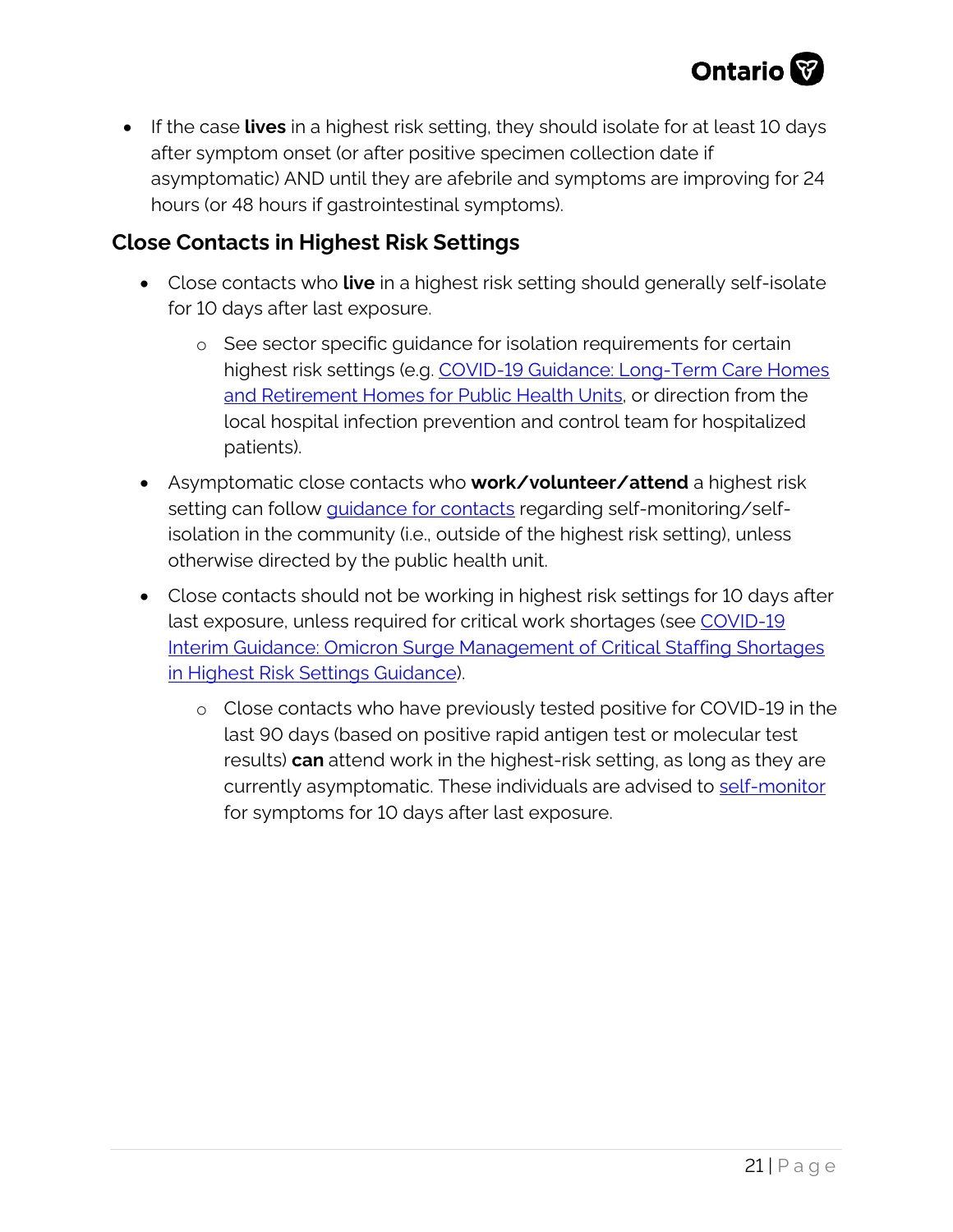- If the case **lives** in a highest risk setting, they should isolate for at least 10 days after symptom onset (or after positive specimen collection date if asymptomatic) AND until they are afebrile and symptoms are improving for 24 hours (or 48 hours if gastrointestinal symptoms).

## Close Contacts in Highest Risk Settings

- Close contacts who **live** in a highest risk setting should generally self-isolate for 10 days after last exposure.
    - See sector specific guidance for isolation requirements for certain highest risk settings (e.g. [COVID-19 Guidance: Long-Term Care Homes and Retirement Homes for Public Health Units](), or direction from the local hospital infection prevention and control team for hospitalized patients).
- Asymptomatic close contacts who **work/volunteer/attend** a highest risk setting can follow [guidance for contacts]() regarding self-monitoring/self-isolation in the community (i.e., outside of the highest risk setting), unless otherwise directed by the public health unit.
- Close contacts should not be working in highest risk settings for 10 days after last exposure, unless required for critical work shortages (see [COVID-19 Interim Guidance: Omicron Surge Management of Critical Staffing Shortages in Highest Risk Settings Guidance]()).
    - Close contacts who have previously tested positive for COVID-19 in the last 90 days (based on positive rapid antigen test or molecular test results) **can** attend work in the highest-risk setting, as long as they are currently asymptomatic. These individuals are advised to [self-monitor]() for symptoms for 10 days after last exposure.